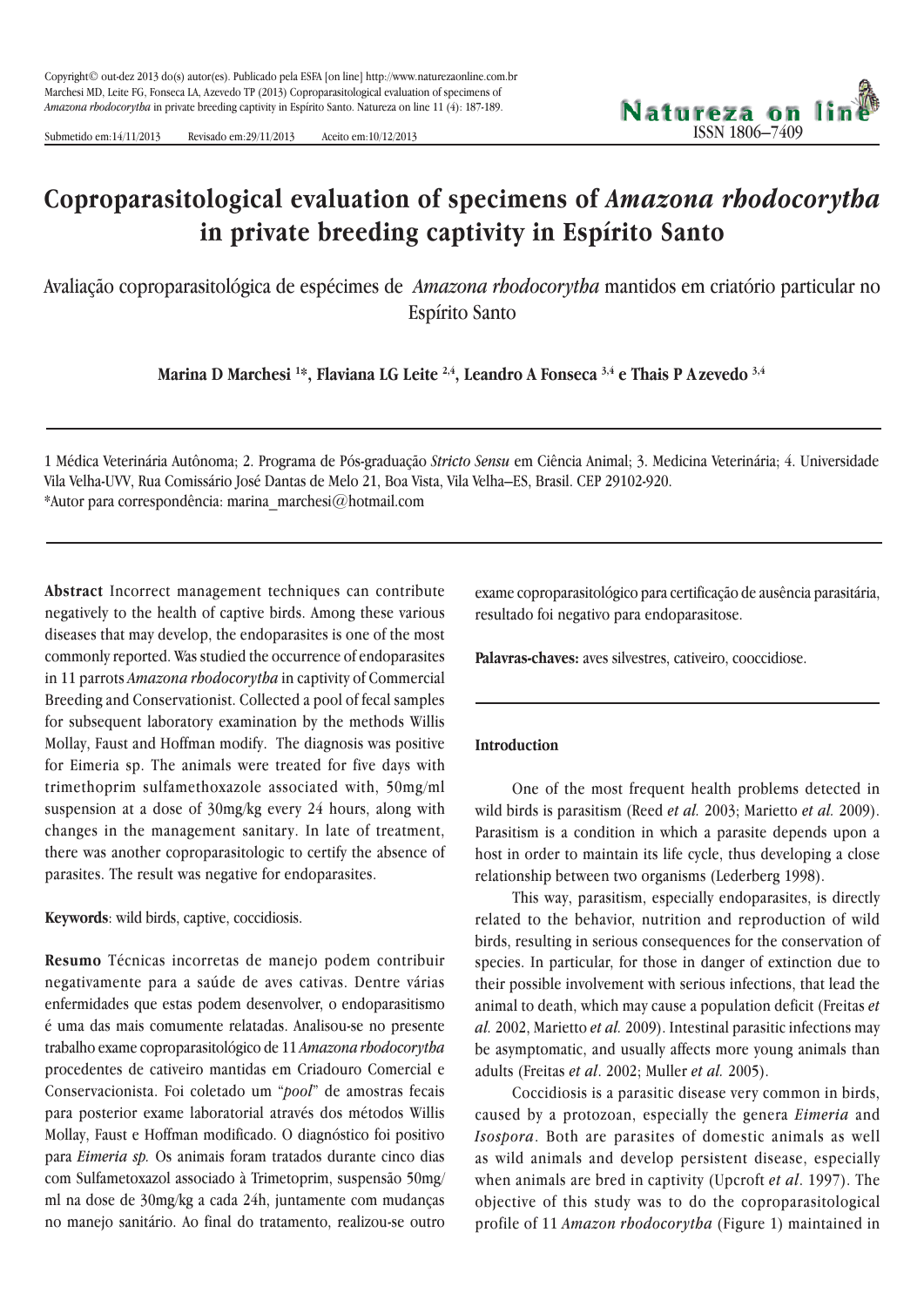Copyright© out-dez 2013 do(s) autor(es). Publicado pela ESFA [on line] http://www.naturezaonline.com.br
Marchesi MD, Leite FG, Fonseca LA, Azevedo TP (2013) Coproparasitological evaluation of specimens of *Amazona rhodocorytha* in private breeding captivity in Espírito Santo. Natureza on line 11 (4): 187-189.

Submetido em:14/11/2013 Revisado em:29/11/2013 Aceito em:10/12/2013

Natureza on line
ISSN 1806–7409

# Coproparasitological evaluation of specimens of *Amazona rhodocorytha* in private breeding captivity in Espírito Santo

Avaliação coproparasitológica de espécimes de *Amazona rhodocorytha* mantidos em criatório particular no Espírito Santo

**Marina D Marchesi [1]\*, Flaviana LG Leite [2,4], Leandro A Fonseca [3,4] e Thais P Azevedo [3,4]**

1 Médica Veterinária Autônoma; 2. Programa de Pós-graduação *Stricto Sensu* em Ciência Animal; 3. Medicina Veterinária; 4. Universidade Vila Velha-UVV, Rua Comissário José Dantas de Melo 21, Boa Vista, Vila Velha–ES, Brasil. CEP 29102-920.
\*Autor para correspondência: marina_marchesi@hotmail.com

**Abstract** Incorrect management techniques can contribute negatively to the health of captive birds. Among these various diseases that may develop, the endoparasites is one of the most commonly reported. Was studied the occurrence of endoparasites in 11 parrots *Amazona rhodocorytha* in captivity of Commercial Breeding and Conservationist. Collected a pool of fecal samples for subsequent laboratory examination by the methods Willis Mollay, Faust and Hoffman modify. The diagnosis was positive for Eimeria sp. The animals were treated for five days with trimethoprim sulfamethoxazole associated with, 50mg/ml suspension at a dose of 30mg/kg every 24 hours, along with changes in the management sanitary. In late of treatment, there was another coproparasitologic to certify the absence of parasites. The result was negative for endoparasites.

**Keywords**: wild birds, captive, coccidiosis.

**Resumo** Técnicas incorretas de manejo podem contribuir negativamente para a saúde de aves cativas. Dentre várias enfermidades que estas podem desenvolver, o endoparasitismo é uma das mais comumente relatadas. Analisou-se no presente trabalho exame coproparasitológico de 11 *Amazona rhodocorytha* procedentes de cativeiro mantidas em Criadouro Comercial e Conservacionista. Foi coletado um "*pool*" de amostras fecais para posterior exame laboratorial através dos métodos Willis Mollay, Faust e Hoffman modificado. O diagnóstico foi positivo para *Eimeria sp.* Os animais foram tratados durante cinco dias com Sulfametoxazol associado à Trimetoprim, suspensão 50mg/ml na dose de 30mg/kg a cada 24h, juntamente com mudanças no manejo sanitário. Ao final do tratamento, realizou-se outro exame coproparasitológico para certificação de ausência parasitária, resultado foi negativo para endoparasitose.

**Palavras-chaves:** aves silvestres, cativeiro, cooccidiose.

## Introduction

One of the most frequent health problems detected in wild birds is parasitism (Reed *et al.* 2003; Marietto *et al.* 2009). Parasitism is a condition in which a parasite depends upon a host in order to maintain its life cycle, thus developing a close relationship between two organisms (Lederberg 1998).

This way, parasitism, especially endoparasites, is directly related to the behavior, nutrition and reproduction of wild birds, resulting in serious consequences for the conservation of species. In particular, for those in danger of extinction due to their possible involvement with serious infections, that lead the animal to death, which may cause a population deficit (Freitas *et al.* 2002, Marietto *et al.* 2009). Intestinal parasitic infections may be asymptomatic, and usually affects more young animals than adults (Freitas *et al*. 2002; Muller *et al.* 2005).

Coccidiosis is a parasitic disease very common in birds, caused by a protozoan, especially the genera *Eimeria* and *Isospora*. Both are parasites of domestic animals as well as wild animals and develop persistent disease, especially when animals are bred in captivity (Upcroft *et al*. 1997). The objective of this study was to do the coproparasitological profile of 11 *Amazon rhodocorytha* (Figure 1) maintained in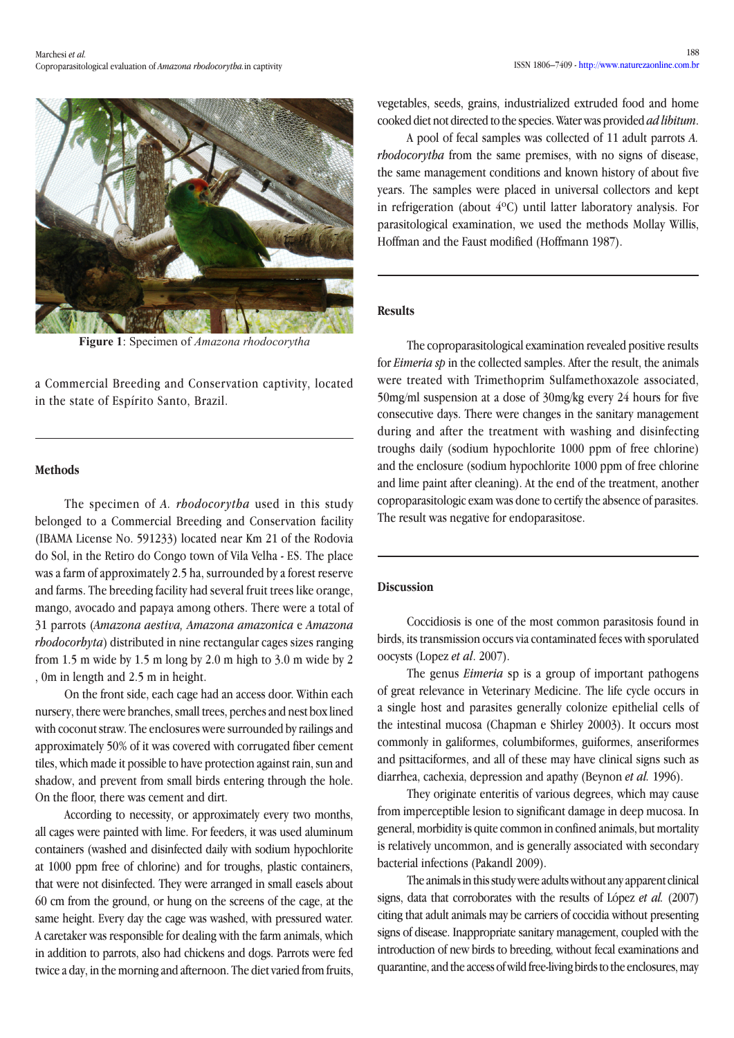**Figure 1**: Specimen of *Amazona rhodocorytha*

a Commercial Breeding and Conservation captivity, located in the state of Espírito Santo, Brazil.

## Methods

The specimen of *A. rhodocorytha* used in this study belonged to a Commercial Breeding and Conservation facility (IBAMA License No. 591233) located near Km 21 of the Rodovia do Sol, in the Retiro do Congo town of Vila Velha - ES. The place was a farm of approximately 2.5 ha, surrounded by a forest reserve and farms. The breeding facility had several fruit trees like orange, mango, avocado and papaya among others. There were a total of 31 parrots (*Amazona aestiva, Amazona amazonica* e *Amazona rhodocorhyta*) distributed in nine rectangular cages sizes ranging from 1.5 m wide by 1.5 m long by 2.0 m high to 3.0 m wide by 2 , 0m in length and 2.5 m in height.

On the front side, each cage had an access door. Within each nursery, there were branches, small trees, perches and nest box lined with coconut straw. The enclosures were surrounded by railings and approximately 50% of it was covered with corrugated fiber cement tiles, which made it possible to have protection against rain, sun and shadow, and prevent from small birds entering through the hole. On the floor, there was cement and dirt.

According to necessity, or approximately every two months, all cages were painted with lime. For feeders, it was used aluminum containers (washed and disinfected daily with sodium hypochlorite at 1000 ppm free of chlorine) and for troughs, plastic containers, that were not disinfected. They were arranged in small easels about 60 cm from the ground, or hung on the screens of the cage, at the same height. Every day the cage was washed, with pressured water. A caretaker was responsible for dealing with the farm animals, which in addition to parrots, also had chickens and dogs. Parrots were fed twice a day, in the morning and afternoon. The diet varied from fruits, vegetables, seeds, grains, industrialized extruded food and home cooked diet not directed to the species. Water was provided *ad libitum*.

A pool of fecal samples was collected of 11 adult parrots *A. rhodocorytha* from the same premises, with no signs of disease, the same management conditions and known history of about five years. The samples were placed in universal collectors and kept in refrigeration (about 4ºC) until latter laboratory analysis. For parasitological examination, we used the methods Mollay Willis, Hoffman and the Faust modified (Hoffmann 1987).

## Results

The coproparasitological examination revealed positive results for *Eimeria sp* in the collected samples. After the result, the animals were treated with Trimethoprim Sulfamethoxazole associated, 50mg/ml suspension at a dose of 30mg/kg every 24 hours for five consecutive days. There were changes in the sanitary management during and after the treatment with washing and disinfecting troughs daily (sodium hypochlorite 1000 ppm of free chlorine) and the enclosure (sodium hypochlorite 1000 ppm of free chlorine and lime paint after cleaning). At the end of the treatment, another coproparasitologic exam was done to certify the absence of parasites. The result was negative for endoparasitose.

## Discussion

Coccidiosis is one of the most common parasitosis found in birds, its transmission occurs via contaminated feces with sporulated oocysts (Lopez *et al*. 2007).

The genus *Eimeria* sp is a group of important pathogens of great relevance in Veterinary Medicine. The life cycle occurs in a single host and parasites generally colonize epithelial cells of the intestinal mucosa (Chapman e Shirley 20003). It occurs most commonly in galiformes, columbiformes, guiformes, anseriformes and psittaciformes, and all of these may have clinical signs such as diarrhea, cachexia, depression and apathy (Beynon *et al.* 1996).

They originate enteritis of various degrees, which may cause from imperceptible lesion to significant damage in deep mucosa. In general, morbidity is quite common in confined animals, but mortality is relatively uncommon, and is generally associated with secondary bacterial infections (Pakandl 2009).

The animals in this study were adults without any apparent clinical signs, data that corroborates with the results of López *et al.* (2007) citing that adult animals may be carriers of coccidia without presenting signs of disease. Inappropriate sanitary management, coupled with the introduction of new birds to breeding, without fecal examinations and quarantine, and the access of wild free-living birds to the enclosures, may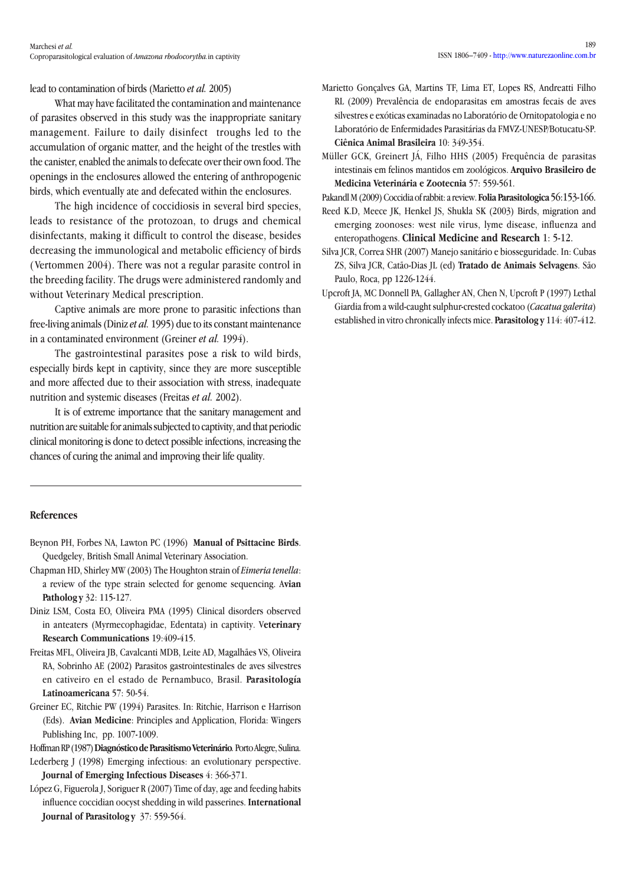lead to contamination of birds (Marietto *et al.* 2005)

What may have facilitated the contamination and maintenance of parasites observed in this study was the inappropriate sanitary management. Failure to daily disinfect troughs led to the accumulation of organic matter, and the height of the trestles with the canister, enabled the animals to defecate over their own food. The openings in the enclosures allowed the entering of anthropogenic birds, which eventually ate and defecated within the enclosures.

The high incidence of coccidiosis in several bird species, leads to resistance of the protozoan, to drugs and chemical disinfectants, making it difficult to control the disease, besides decreasing the immunological and metabolic efficiency of birds (Vertommen 2004). There was not a regular parasite control in the breeding facility. The drugs were administered randomly and without Veterinary Medical prescription.

Captive animals are more prone to parasitic infections than free-living animals (Diniz *et al.* 1995) due to its constant maintenance in a contaminated environment (Greiner *et al.* 1994).

The gastrointestinal parasites pose a risk to wild birds, especially birds kept in captivity, since they are more susceptible and more affected due to their association with stress, inadequate nutrition and systemic diseases (Freitas *et al.* 2002).

It is of extreme importance that the sanitary management and nutrition are suitable for animals subjected to captivity, and that periodic clinical monitoring is done to detect possible infections, increasing the chances of curing the animal and improving their life quality.

## References

Beynon PH, Forbes NA, Lawton PC (1996) **Manual of Psittacine Birds**. Quedgeley, British Small Animal Veterinary Association.

Chapman HD, Shirley MW (2003) The Houghton strain of *Eimeria tenella*: a review of the type strain selected for genome sequencing. **Avian Pathology** 32: 115-127.

Diniz LSM, Costa EO, Oliveira PMA (1995) Clinical disorders observed in anteaters (Myrmecophagidae, Edentata) in captivity. **Veterinary Research Communications** 19:409-415.

Freitas MFL, Oliveira JB, Cavalcanti MDB, Leite AD, Magalhães VS, Oliveira RA, Sobrinho AE (2002) Parasitos gastrointestinales de aves silvestres en cativeiro en el estado de Pernambuco, Brasil. **Parasitología Latinoamericana** 57: 50-54.

Greiner EC, Ritchie PW (1994) Parasites. In: Ritchie, Harrison e Harrison (Eds). **Avian Medicine**: Principles and Application, Florida: Wingers Publishing Inc, pp. 1007-1009.

Hoffman RP (1987) **Diagnóstico de Parasitismo Veterinário**. Porto Alegre, Sulina.

Lederberg J (1998) Emerging infectious: an evolutionary perspective. **Journal of Emerging Infectious Diseases** 4: 366-371.

López G, Figuerola J, Soriguer R (2007) Time of day, age and feeding habits influence coccidian oocyst shedding in wild passerines. **International Journal of Parasitology** 37: 559-564.

Marietto Gonçalves GA, Martins TF, Lima ET, Lopes RS, Andreatti Filho RL (2009) Prevalência de endoparasitas em amostras fecais de aves silvestres e exóticas examinadas no Laboratório de Ornitopatologia e no Laboratório de Enfermidades Parasitárias da FMVZ-UNESP/Botucatu-SP. **Ciênica Animal Brasileira** 10: 349-354.

Müller GCK, Greinert JÁ, Filho HHS (2005) Frequência de parasitas intestinais em felinos mantidos em zoológicos. **Arquivo Brasileiro de Medicina Veterinária e Zootecnia** 57: 559-561.

Pakandl M (2009) Coccidia of rabbit: a review. **Folia Parasitologica** 56:153-166.

Reed K.D, Meece JK, Henkel JS, Shukla SK (2003) Birds, migration and emerging zoonoses: west nile virus, lyme disease, influenza and enteropathogens. **Clinical Medicine and Research** 1: 5-12.

Silva JCR, Correa SHR (2007) Manejo sanitário e biosseguridade. In: Cubas ZS, Silva JCR, Catão-Dias JL (ed) **Tratado de Animais Selvagens**. São Paulo, Roca, pp 1226-1244.

Upcroft JA, MC Donnell PA, Gallagher AN, Chen N, Upcroft P (1997) Lethal Giardia from a wild-caught sulphur-crested cockatoo (*Cacatua galerita*) established in vitro chronically infects mice. **Parasitology** 114: 407-412.